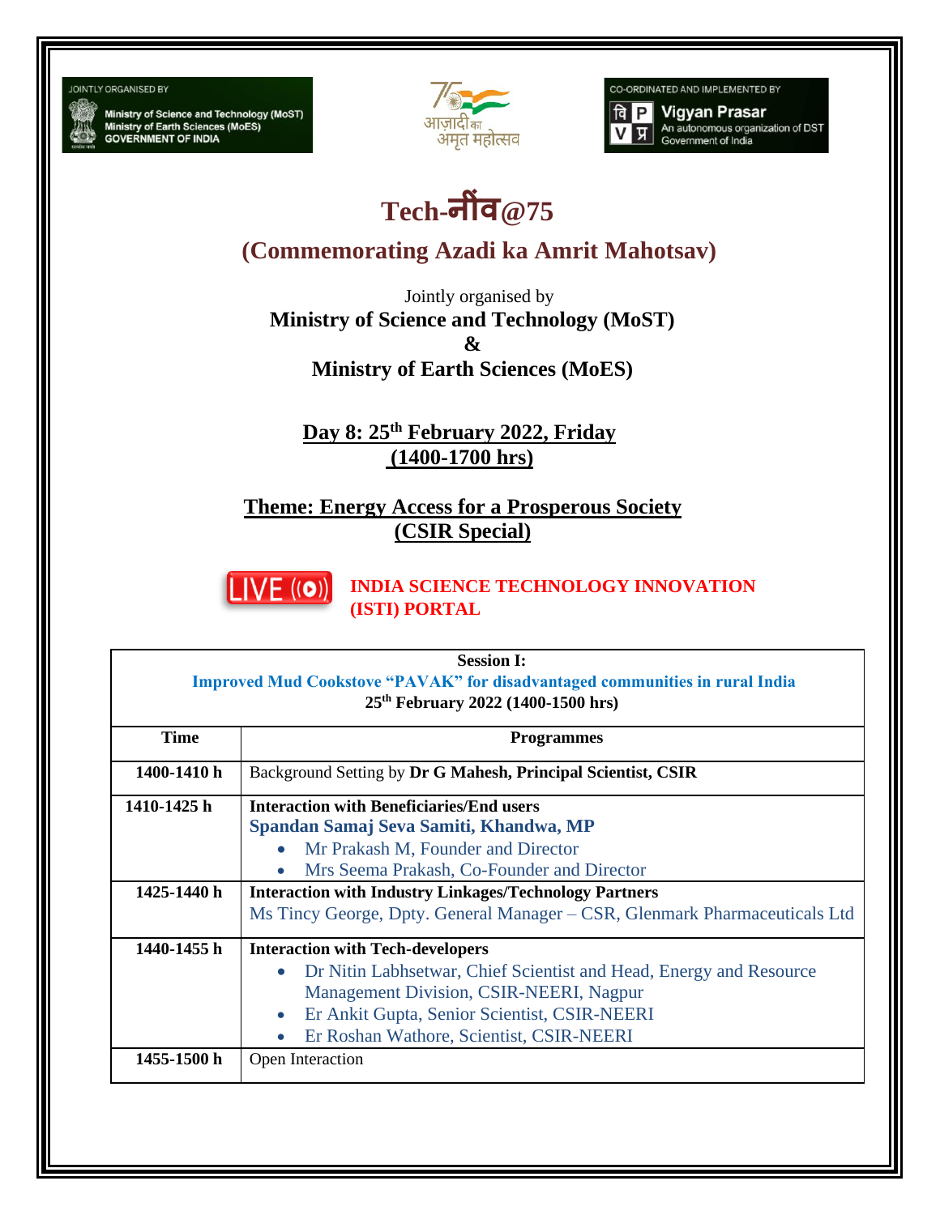JOINTLY ORGANISED BY
Ministry of Science and Technology (MoST)
Ministry of Earth Sciences (MoES)
GOVERNMENT OF INDIA

आज़ादी का अमृत महोत्सव

CO-ORDINATED AND IMPLEMENTED BY
Vigyan Prasar
An autonomous organization of DST
Government of India

# Tech-नींव@75

## (Commemorating Azadi ka Amrit Mahotsav)

Jointly organised by
**Ministry of Science and Technology (MoST)**
**&**
**Ministry of Earth Sciences (MoES)**

**Day 8: 25th February 2022, Friday**
**(1400-1700 hrs)**

**Theme: Energy Access for a Prosperous Society**
**(CSIR Special)**

LIVE **INDIA SCIENCE TECHNOLOGY INNOVATION (ISTI) PORTAL**

**Session I:**
**Improved Mud Cookstove "PAVAK" for disadvantaged communities in rural India**
**25th February 2022 (1400-1500 hrs)**

| Time | Programmes |
|---|---|
| 1400-1410 h | Background Setting by **Dr G Mahesh, Principal Scientist, CSIR** |
| 1410-1425 h | **Interaction with Beneficiaries/End users**<br>**Spandan Samaj Seva Samiti, Khandwa, MP**<br>• Mr Prakash M, Founder and Director<br>• Mrs Seema Prakash, Co-Founder and Director |
| 1425-1440 h | **Interaction with Industry Linkages/Technology Partners**<br>Ms Tincy George, Dpty. General Manager – CSR, Glenmark Pharmaceuticals Ltd |
| 1440-1455 h | **Interaction with Tech-developers**<br>• Dr Nitin Labhsetwar, Chief Scientist and Head, Energy and Resource Management Division, CSIR-NEERI, Nagpur<br>• Er Ankit Gupta, Senior Scientist, CSIR-NEERI<br>• Er Roshan Wathore, Scientist, CSIR-NEERI |
| 1455-1500 h | Open Interaction |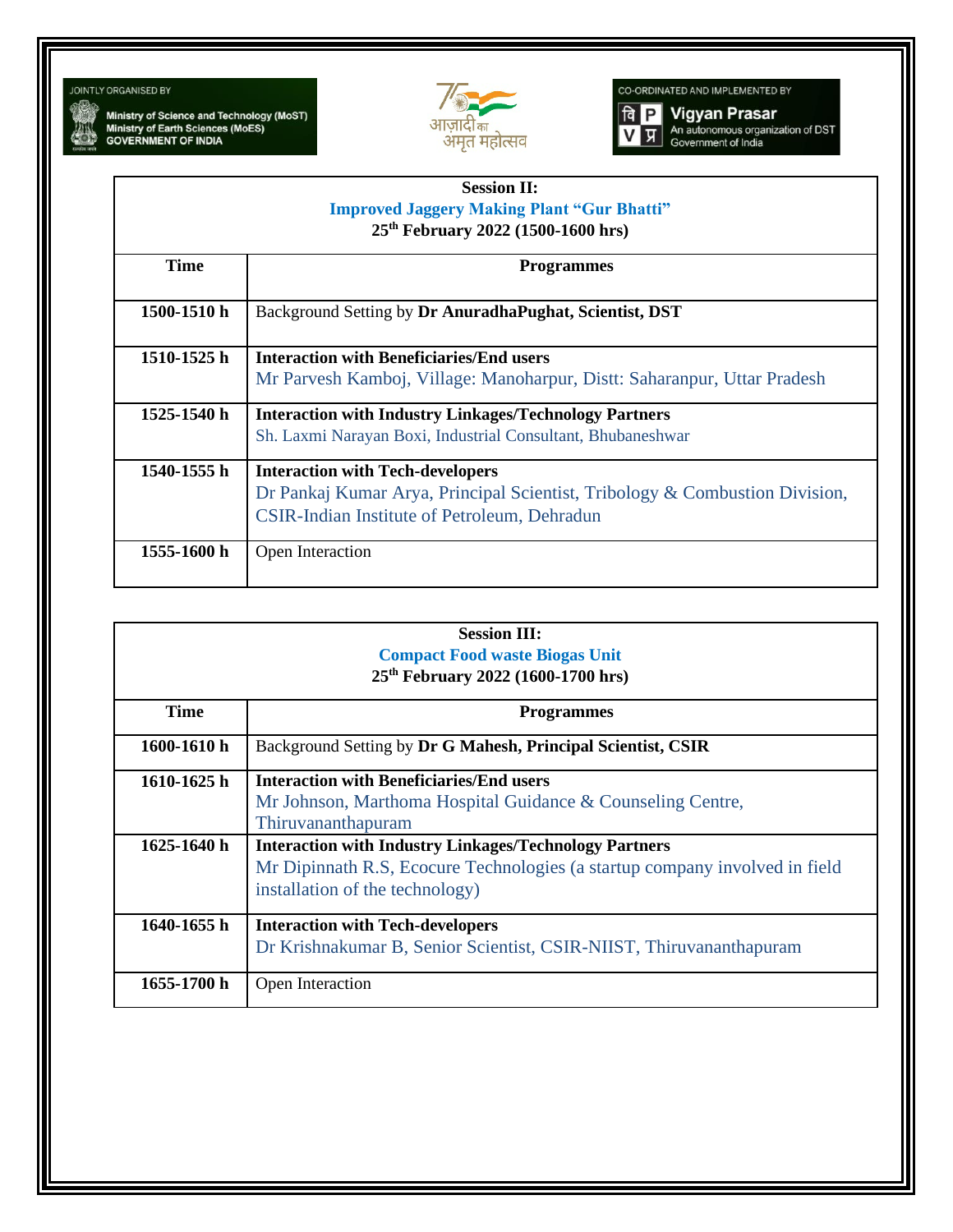JOINTLY ORGANISED BY

Ministry of Science and Technology (MoST)
Ministry of Earth Sciences (MoES)
GOVERNMENT OF INDIA

आज़ादी का अमृत महोत्सव

CO-ORDINATED AND IMPLEMENTED BY

Vigyan Prasar
An autonomous organization of DST
Government of India

**Session II:**
**Improved Jaggery Making Plant "Gur Bhatti"**
**25th February 2022 (1500-1600 hrs)**

| Time | Programmes |
|---|---|
| **1500-1510 h** | Background Setting by **Dr AnuradhaPughat, Scientist, DST** |
| **1510-1525 h** | **Interaction with Beneficiaries/End users**<br>Mr Parvesh Kamboj, Village: Manoharpur, Distt: Saharanpur, Uttar Pradesh |
| **1525-1540 h** | **Interaction with Industry Linkages/Technology Partners**<br>Sh. Laxmi Narayan Boxi, Industrial Consultant, Bhubaneshwar |
| **1540-1555 h** | **Interaction with Tech-developers**<br>Dr Pankaj Kumar Arya, Principal Scientist, Tribology & Combustion Division, CSIR-Indian Institute of Petroleum, Dehradun |
| **1555-1600 h** | Open Interaction |

**Session III:**
**Compact Food waste Biogas Unit**
**25th February 2022 (1600-1700 hrs)**

| Time | Programmes |
|---|---|
| **1600-1610 h** | Background Setting by **Dr G Mahesh, Principal Scientist, CSIR** |
| **1610-1625 h** | **Interaction with Beneficiaries/End users**<br>Mr Johnson, Marthoma Hospital Guidance & Counseling Centre, Thiruvananthapuram |
| **1625-1640 h** | **Interaction with Industry Linkages/Technology Partners**<br>Mr Dipinnath R.S, Ecocure Technologies (a startup company involved in field installation of the technology) |
| **1640-1655 h** | **Interaction with Tech-developers**<br>Dr Krishnakumar B, Senior Scientist, CSIR-NIIST, Thiruvananthapuram |
| **1655-1700 h** | Open Interaction |